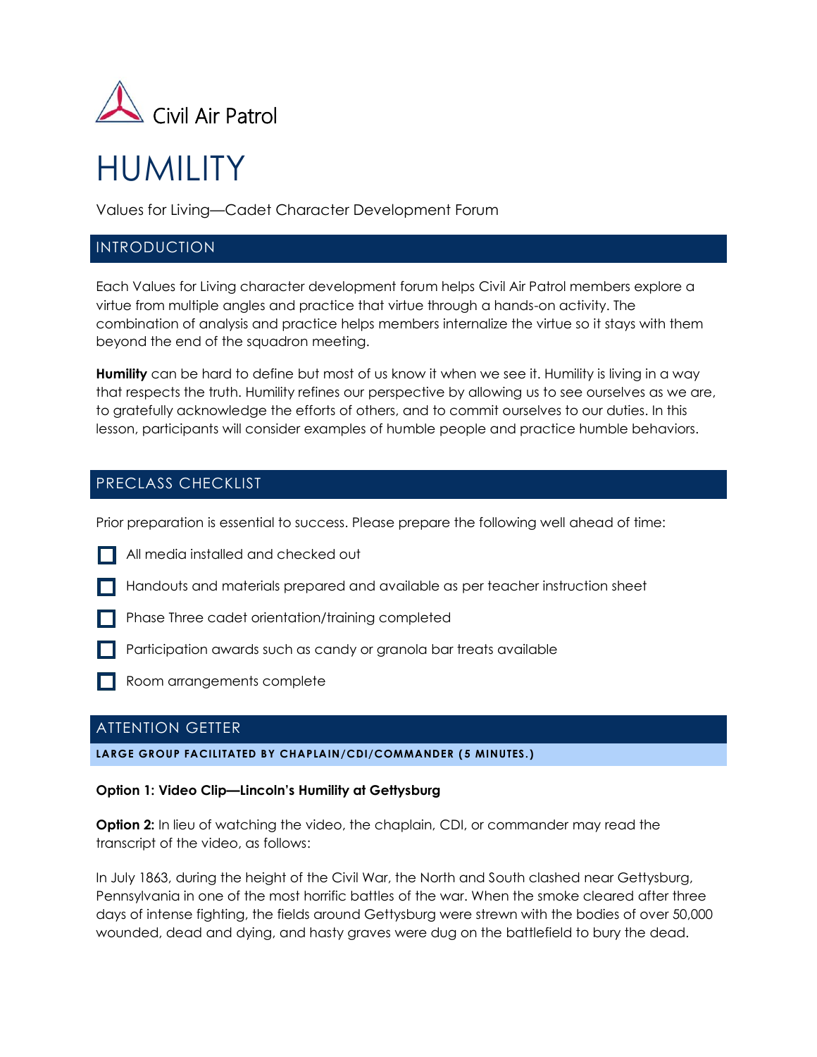Civil Air Patrol

# HUMILITY

Values for Living—Cadet Character Development Forum

## INTRODUCTION

Each Values for Living character development forum helps Civil Air Patrol members explore a virtue from multiple angles and practice that virtue through a hands-on activity. The combination of analysis and practice helps members internalize the virtue so it stays with them beyond the end of the squadron meeting.

**Humility** can be hard to define but most of us know it when we see it. Humility is living in a way that respects the truth. Humility refines our perspective by allowing us to see ourselves as we are, to gratefully acknowledge the efforts of others, and to commit ourselves to our duties. In this lesson, participants will consider examples of humble people and practice humble behaviors.

## PRECLASS CHECKLIST

Prior preparation is essential to success. Please prepare the following well ahead of time:

- [ ] All media installed and checked out
- [ ] Handouts and materials prepared and available as per teacher instruction sheet
- [ ] Phase Three cadet orientation/training completed
- [ ] Participation awards such as candy or granola bar treats available
- [ ] Room arrangements complete

## ATTENTION GETTER

**LARGE GROUP FACILITATED BY CHAPLAIN/CDI/COMMANDER (5 MINUTES.)**

**Option 1: Video Clip—Lincoln's Humility at Gettysburg**

**Option 2:** In lieu of watching the video, the chaplain, CDI, or commander may read the transcript of the video, as follows:

In July 1863, during the height of the Civil War, the North and South clashed near Gettysburg, Pennsylvania in one of the most horrific battles of the war. When the smoke cleared after three days of intense fighting, the fields around Gettysburg were strewn with the bodies of over 50,000 wounded, dead and dying, and hasty graves were dug on the battlefield to bury the dead.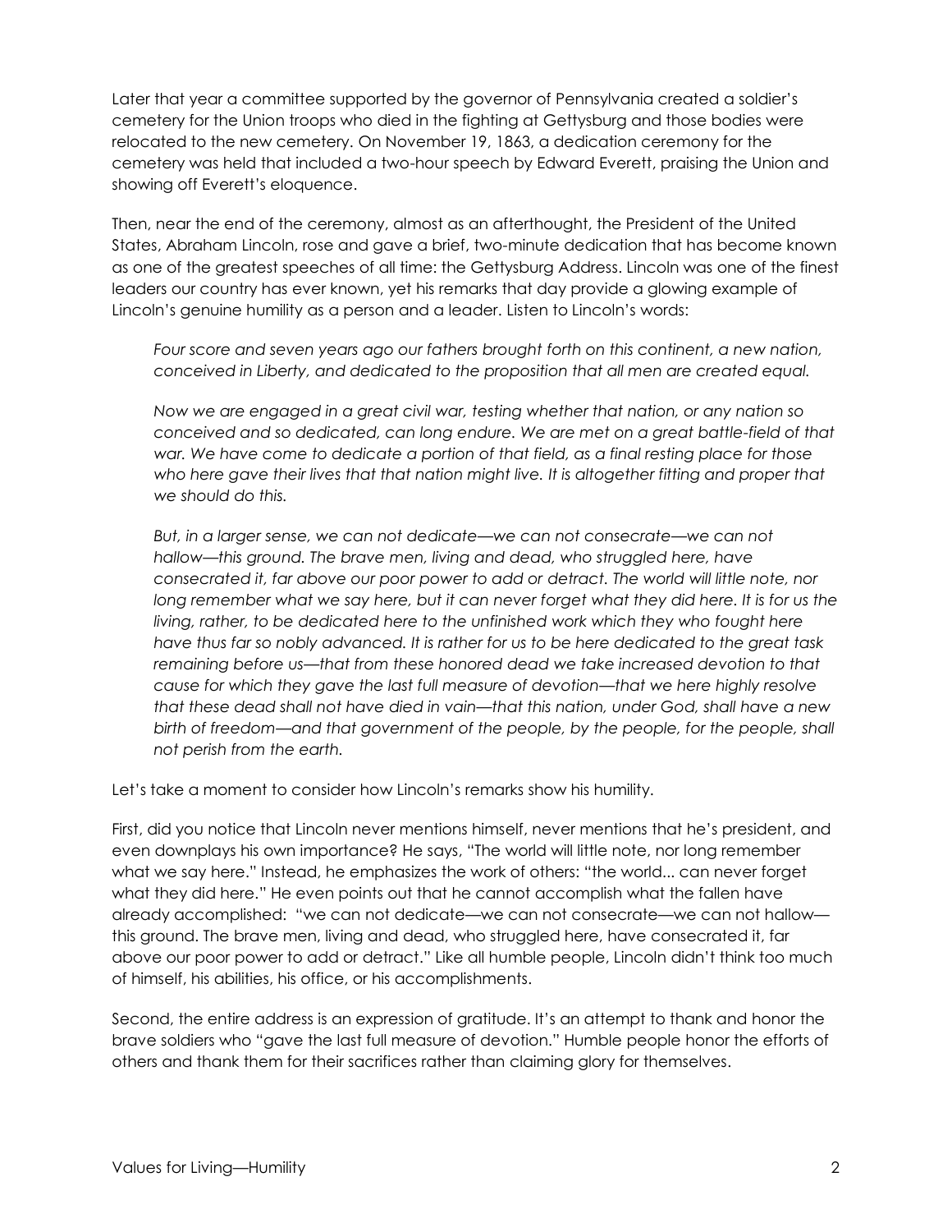Later that year a committee supported by the governor of Pennsylvania created a soldier's cemetery for the Union troops who died in the fighting at Gettysburg and those bodies were relocated to the new cemetery. On November 19, 1863, a dedication ceremony for the cemetery was held that included a two-hour speech by Edward Everett, praising the Union and showing off Everett's eloquence.

Then, near the end of the ceremony, almost as an afterthought, the President of the United States, Abraham Lincoln, rose and gave a brief, two-minute dedication that has become known as one of the greatest speeches of all time: the Gettysburg Address. Lincoln was one of the finest leaders our country has ever known, yet his remarks that day provide a glowing example of Lincoln's genuine humility as a person and a leader. Listen to Lincoln's words:

> *Four score and seven years ago our fathers brought forth on this continent, a new nation, conceived in Liberty, and dedicated to the proposition that all men are created equal.*
>
> *Now we are engaged in a great civil war, testing whether that nation, or any nation so conceived and so dedicated, can long endure. We are met on a great battle-field of that war. We have come to dedicate a portion of that field, as a final resting place for those who here gave their lives that that nation might live. It is altogether fitting and proper that we should do this.*
>
> *But, in a larger sense, we can not dedicate—we can not consecrate—we can not hallow—this ground. The brave men, living and dead, who struggled here, have consecrated it, far above our poor power to add or detract. The world will little note, nor long remember what we say here, but it can never forget what they did here. It is for us the living, rather, to be dedicated here to the unfinished work which they who fought here have thus far so nobly advanced. It is rather for us to be here dedicated to the great task remaining before us—that from these honored dead we take increased devotion to that cause for which they gave the last full measure of devotion—that we here highly resolve that these dead shall not have died in vain—that this nation, under God, shall have a new birth of freedom—and that government of the people, by the people, for the people, shall not perish from the earth.*

Let's take a moment to consider how Lincoln's remarks show his humility.

First, did you notice that Lincoln never mentions himself, never mentions that he's president, and even downplays his own importance? He says, "The world will little note, nor long remember what we say here." Instead, he emphasizes the work of others: "the world... can never forget what they did here." He even points out that he cannot accomplish what the fallen have already accomplished: "we can not dedicate—we can not consecrate—we can not hallow—this ground. The brave men, living and dead, who struggled here, have consecrated it, far above our poor power to add or detract." Like all humble people, Lincoln didn't think too much of himself, his abilities, his office, or his accomplishments.

Second, the entire address is an expression of gratitude. It's an attempt to thank and honor the brave soldiers who "gave the last full measure of devotion." Humble people honor the efforts of others and thank them for their sacrifices rather than claiming glory for themselves.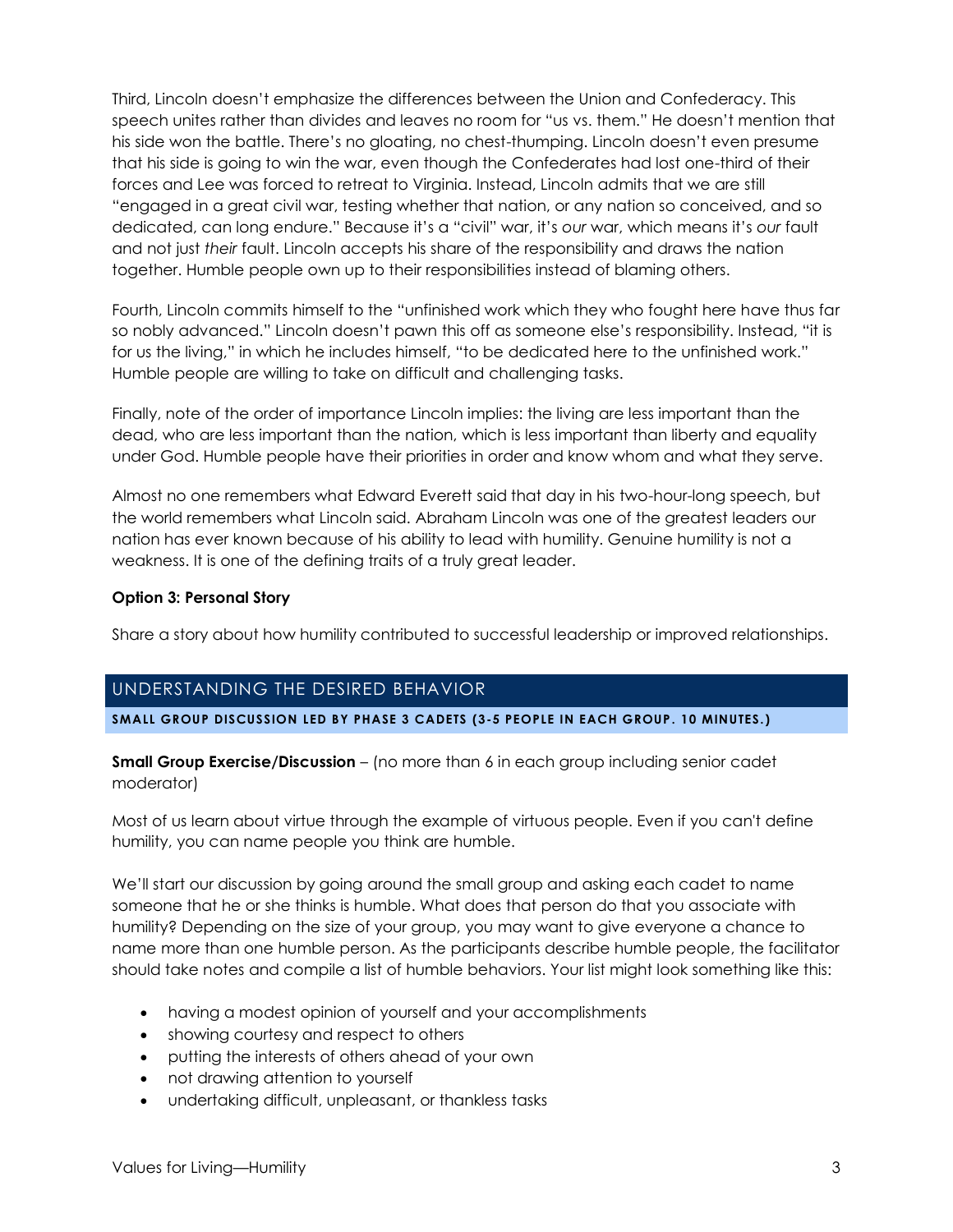Third, Lincoln doesn't emphasize the differences between the Union and Confederacy. This speech unites rather than divides and leaves no room for "us vs. them." He doesn't mention that his side won the battle. There's no gloating, no chest-thumping. Lincoln doesn't even presume that his side is going to win the war, even though the Confederates had lost one-third of their forces and Lee was forced to retreat to Virginia. Instead, Lincoln admits that we are still "engaged in a great civil war, testing whether that nation, or any nation so conceived, and so dedicated, can long endure." Because it's a "civil" war, it's *our* war, which means it's *our* fault and not just *their* fault. Lincoln accepts his share of the responsibility and draws the nation together. Humble people own up to their responsibilities instead of blaming others.

Fourth, Lincoln commits himself to the "unfinished work which they who fought here have thus far so nobly advanced." Lincoln doesn't pawn this off as someone else's responsibility. Instead, "it is for us the living," in which he includes himself, "to be dedicated here to the unfinished work." Humble people are willing to take on difficult and challenging tasks.

Finally, note of the order of importance Lincoln implies: the living are less important than the dead, who are less important than the nation, which is less important than liberty and equality under God. Humble people have their priorities in order and know whom and what they serve.

Almost no one remembers what Edward Everett said that day in his two-hour-long speech, but the world remembers what Lincoln said. Abraham Lincoln was one of the greatest leaders our nation has ever known because of his ability to lead with humility. Genuine humility is not a weakness. It is one of the defining traits of a truly great leader.

**Option 3: Personal Story**

Share a story about how humility contributed to successful leadership or improved relationships.

## UNDERSTANDING THE DESIRED BEHAVIOR

**SMALL GROUP DISCUSSION LED BY PHASE 3 CADETS (3-5 PEOPLE IN EACH GROUP. 10 MINUTES.)**

**Small Group Exercise/Discussion** – (no more than 6 in each group including senior cadet moderator)

Most of us learn about virtue through the example of virtuous people. Even if you can't define humility, you can name people you think are humble.

We'll start our discussion by going around the small group and asking each cadet to name someone that he or she thinks is humble. What does that person do that you associate with humility? Depending on the size of your group, you may want to give everyone a chance to name more than one humble person. As the participants describe humble people, the facilitator should take notes and compile a list of humble behaviors. Your list might look something like this:

- having a modest opinion of yourself and your accomplishments
- showing courtesy and respect to others
- putting the interests of others ahead of your own
- not drawing attention to yourself
- undertaking difficult, unpleasant, or thankless tasks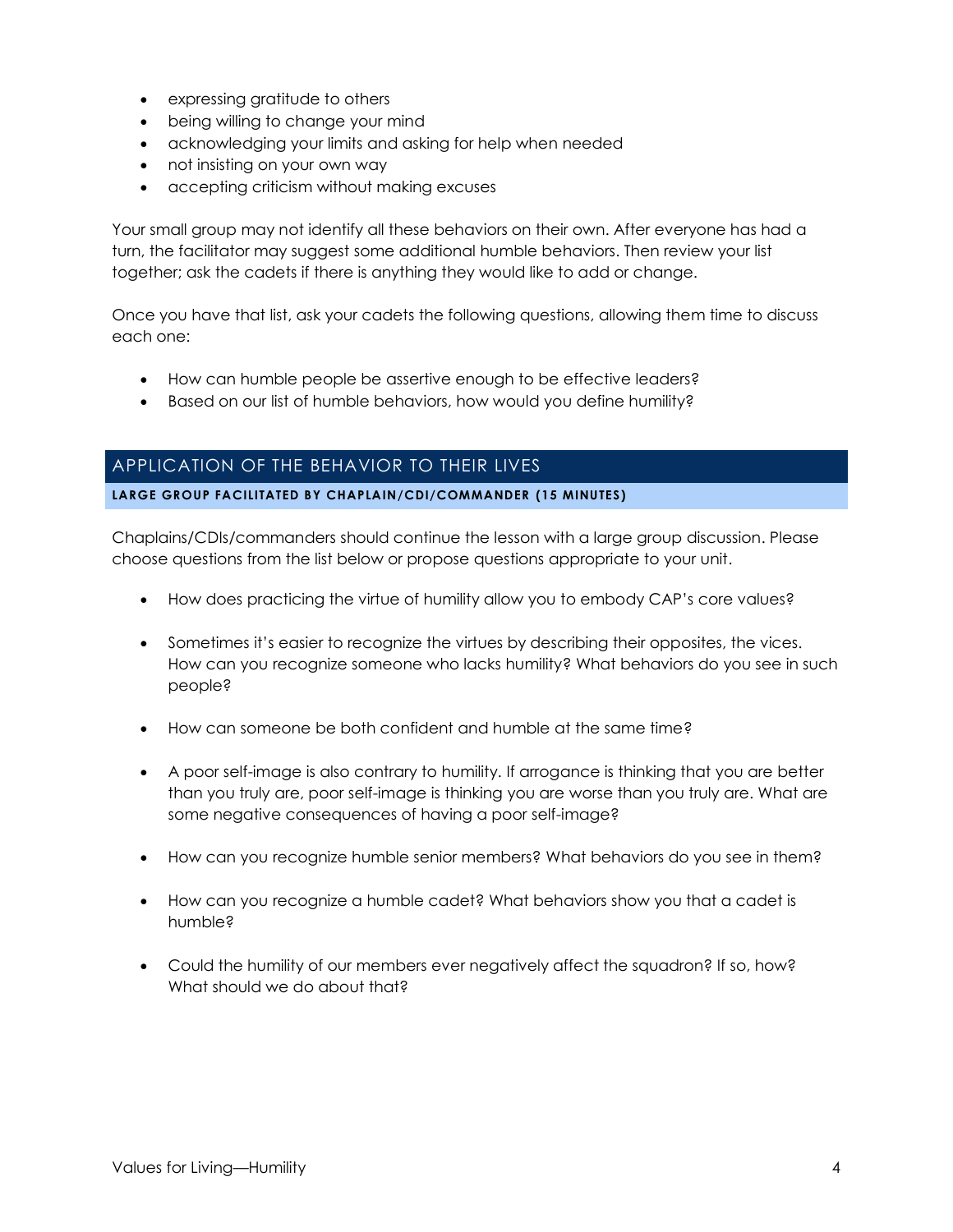- expressing gratitude to others
- being willing to change your mind
- acknowledging your limits and asking for help when needed
- not insisting on your own way
- accepting criticism without making excuses

Your small group may not identify all these behaviors on their own. After everyone has had a turn, the facilitator may suggest some additional humble behaviors. Then review your list together; ask the cadets if there is anything they would like to add or change.

Once you have that list, ask your cadets the following questions, allowing them time to discuss each one:

- How can humble people be assertive enough to be effective leaders?
- Based on our list of humble behaviors, how would you define humility?

## APPLICATION OF THE BEHAVIOR TO THEIR LIVES

**LARGE GROUP FACILITATED BY CHAPLAIN/CDI/COMMANDER (15 MINUTES)**

Chaplains/CDIs/commanders should continue the lesson with a large group discussion. Please choose questions from the list below or propose questions appropriate to your unit.

- How does practicing the virtue of humility allow you to embody CAP's core values?
- Sometimes it's easier to recognize the virtues by describing their opposites, the vices. How can you recognize someone who lacks humility? What behaviors do you see in such people?
- How can someone be both confident and humble at the same time?
- A poor self-image is also contrary to humility. If arrogance is thinking that you are better than you truly are, poor self-image is thinking you are worse than you truly are. What are some negative consequences of having a poor self-image?
- How can you recognize humble senior members? What behaviors do you see in them?
- How can you recognize a humble cadet? What behaviors show you that a cadet is humble?
- Could the humility of our members ever negatively affect the squadron? If so, how? What should we do about that?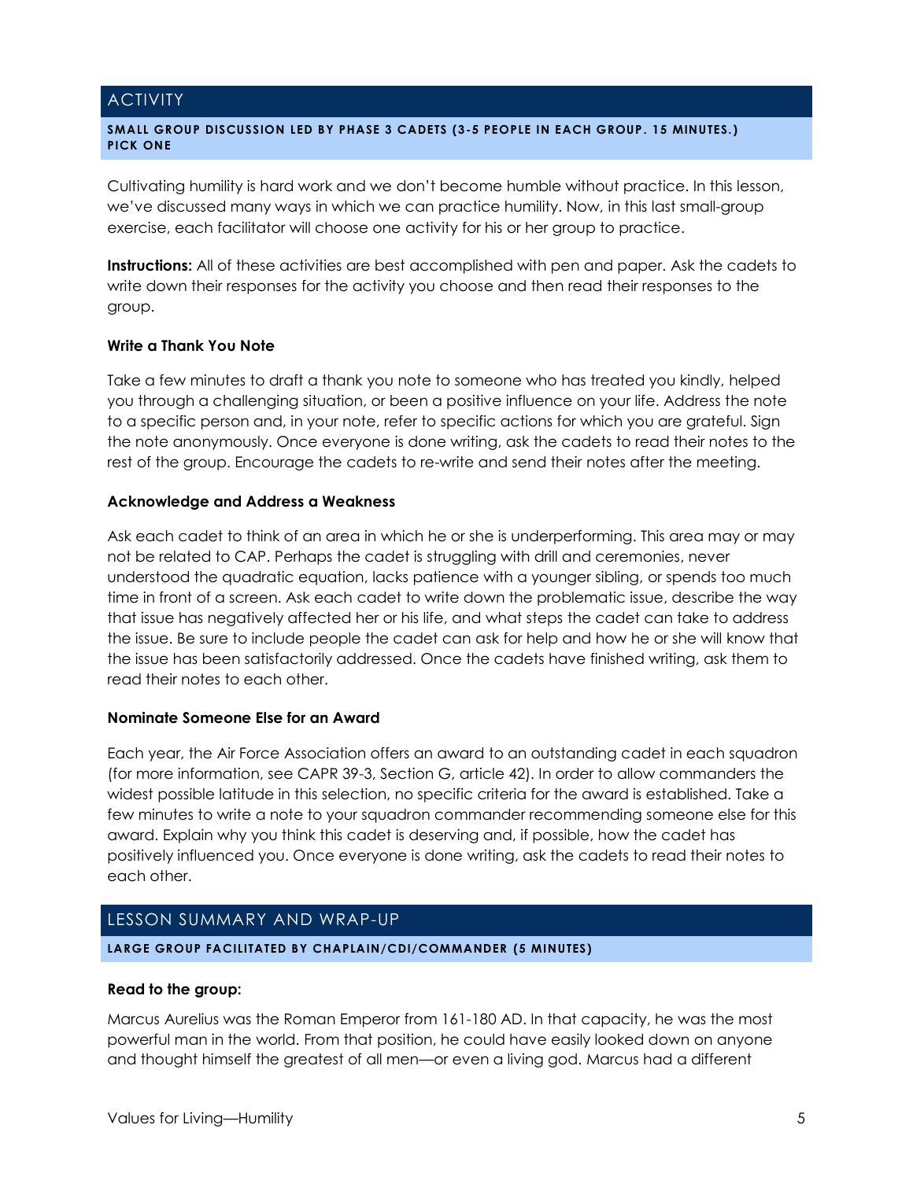## ACTIVITY

**SMALL GROUP DISCUSSION LED BY PHASE 3 CADETS (3-5 PEOPLE IN EACH GROUP. 15 MINUTES.) PICK ONE**

Cultivating humility is hard work and we don't become humble without practice. In this lesson, we've discussed many ways in which we can practice humility. Now, in this last small-group exercise, each facilitator will choose one activity for his or her group to practice.

**Instructions:** All of these activities are best accomplished with pen and paper. Ask the cadets to write down their responses for the activity you choose and then read their responses to the group.

**Write a Thank You Note**

Take a few minutes to draft a thank you note to someone who has treated you kindly, helped you through a challenging situation, or been a positive influence on your life. Address the note to a specific person and, in your note, refer to specific actions for which you are grateful. Sign the note anonymously. Once everyone is done writing, ask the cadets to read their notes to the rest of the group. Encourage the cadets to re-write and send their notes after the meeting.

**Acknowledge and Address a Weakness**

Ask each cadet to think of an area in which he or she is underperforming. This area may or may not be related to CAP. Perhaps the cadet is struggling with drill and ceremonies, never understood the quadratic equation, lacks patience with a younger sibling, or spends too much time in front of a screen. Ask each cadet to write down the problematic issue, describe the way that issue has negatively affected her or his life, and what steps the cadet can take to address the issue. Be sure to include people the cadet can ask for help and how he or she will know that the issue has been satisfactorily addressed. Once the cadets have finished writing, ask them to read their notes to each other.

**Nominate Someone Else for an Award**

Each year, the Air Force Association offers an award to an outstanding cadet in each squadron (for more information, see CAPR 39-3, Section G, article 42). In order to allow commanders the widest possible latitude in this selection, no specific criteria for the award is established. Take a few minutes to write a note to your squadron commander recommending someone else for this award. Explain why you think this cadet is deserving and, if possible, how the cadet has positively influenced you. Once everyone is done writing, ask the cadets to read their notes to each other.

## LESSON SUMMARY AND WRAP-UP

**LARGE GROUP FACILITATED BY CHAPLAIN/CDI/COMMANDER (5 MINUTES)**

**Read to the group:**

Marcus Aurelius was the Roman Emperor from 161-180 AD. In that capacity, he was the most powerful man in the world. From that position, he could have easily looked down on anyone and thought himself the greatest of all men—or even a living god. Marcus had a different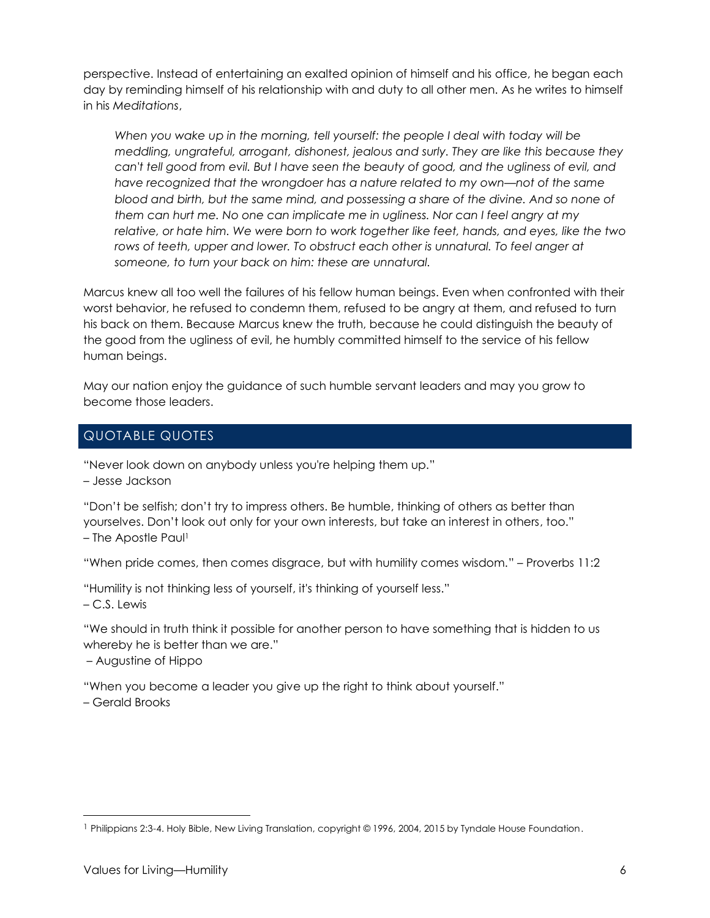perspective. Instead of entertaining an exalted opinion of himself and his office, he began each day by reminding himself of his relationship with and duty to all other men. As he writes to himself in his *Meditations*,

> *When you wake up in the morning, tell yourself: the people I deal with today will be meddling, ungrateful, arrogant, dishonest, jealous and surly. They are like this because they can't tell good from evil. But I have seen the beauty of good, and the ugliness of evil, and have recognized that the wrongdoer has a nature related to my own—not of the same blood and birth, but the same mind, and possessing a share of the divine. And so none of them can hurt me. No one can implicate me in ugliness. Nor can I feel angry at my relative, or hate him. We were born to work together like feet, hands, and eyes, like the two rows of teeth, upper and lower. To obstruct each other is unnatural. To feel anger at someone, to turn your back on him: these are unnatural.*

Marcus knew all too well the failures of his fellow human beings. Even when confronted with their worst behavior, he refused to condemn them, refused to be angry at them, and refused to turn his back on them. Because Marcus knew the truth, because he could distinguish the beauty of the good from the ugliness of evil, he humbly committed himself to the service of his fellow human beings.

May our nation enjoy the guidance of such humble servant leaders and may you grow to become those leaders.

## QUOTABLE QUOTES

"Never look down on anybody unless you're helping them up."
– Jesse Jackson

"Don't be selfish; don't try to impress others. Be humble, thinking of others as better than yourselves. Don't look out only for your own interests, but take an interest in others, too."
– The Apostle Paul[1]

"When pride comes, then comes disgrace, but with humility comes wisdom." – Proverbs 11:2

"Humility is not thinking less of yourself, it's thinking of yourself less."
– C.S. Lewis

"We should in truth think it possible for another person to have something that is hidden to us whereby he is better than we are."
– Augustine of Hippo

"When you become a leader you give up the right to think about yourself."
– Gerald Brooks

---

[1] Philippians 2:3-4. Holy Bible, New Living Translation, copyright © 1996, 2004, 2015 by Tyndale House Foundation.